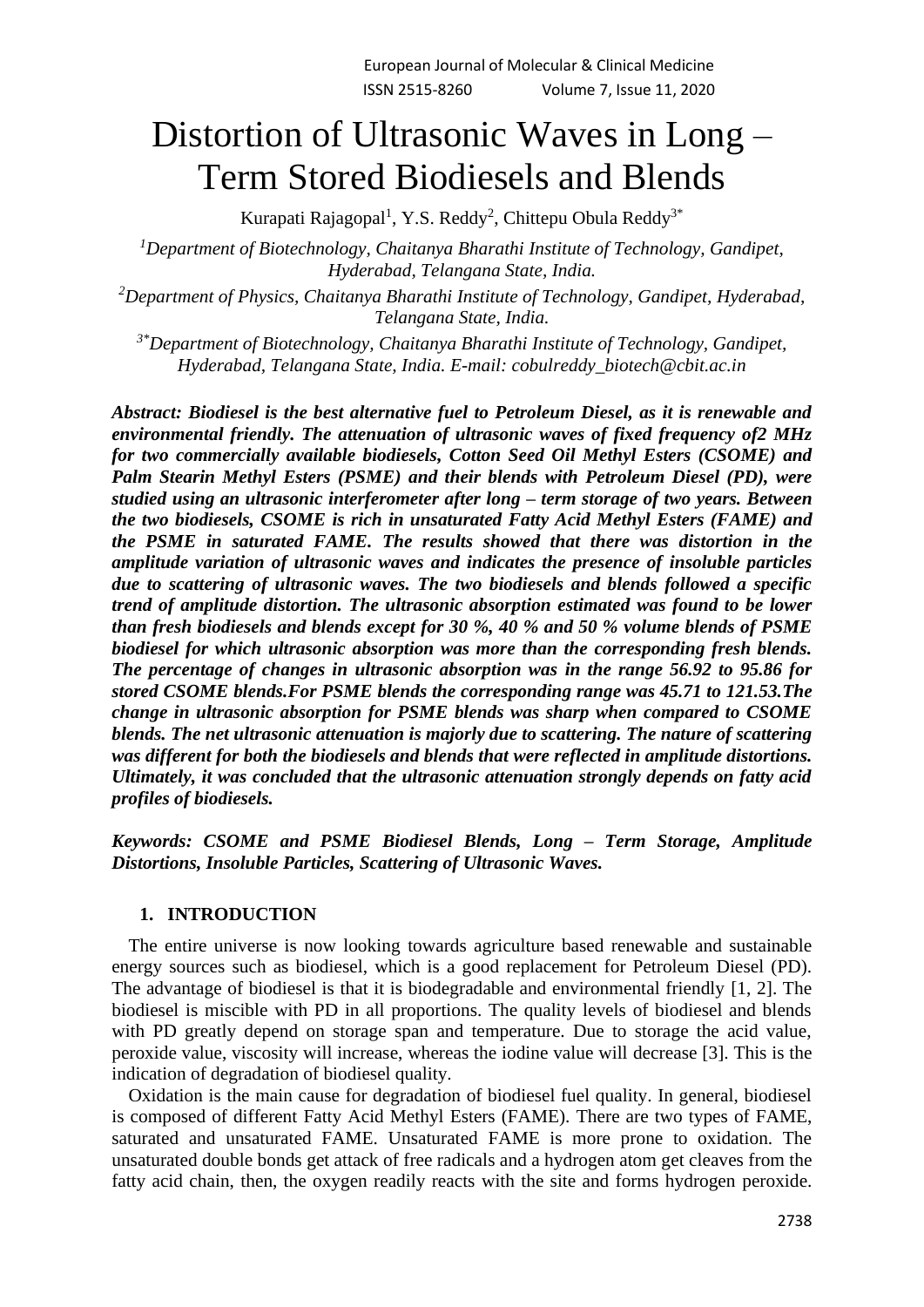# Distortion of Ultrasonic Waves in Long – Term Stored Biodiesels and Blends

Kurapati Rajagopal[1], Y.S. Reddy[2], Chittepu Obula Reddy[3*]

*[1]Department of Biotechnology, Chaitanya Bharathi Institute of Technology, Gandipet, Hyderabad, Telangana State, India.*

*[2]Department of Physics, Chaitanya Bharathi Institute of Technology, Gandipet, Hyderabad, Telangana State, India.*

*[3*]Department of Biotechnology, Chaitanya Bharathi Institute of Technology, Gandipet, Hyderabad, Telangana State, India. E-mail: cobulreddy_biotech@cbit.ac.in*

***Abstract: Biodiesel is the best alternative fuel to Petroleum Diesel, as it is renewable and environmental friendly. The attenuation of ultrasonic waves of fixed frequency of2 MHz for two commercially available biodiesels, Cotton Seed Oil Methyl Esters (CSOME) and Palm Stearin Methyl Esters (PSME) and their blends with Petroleum Diesel (PD), were studied using an ultrasonic interferometer after long – term storage of two years. Between the two biodiesels, CSOME is rich in unsaturated Fatty Acid Methyl Esters (FAME) and the PSME in saturated FAME. The results showed that there was distortion in the amplitude variation of ultrasonic waves and indicates the presence of insoluble particles due to scattering of ultrasonic waves. The two biodiesels and blends followed a specific trend of amplitude distortion. The ultrasonic absorption estimated was found to be lower than fresh biodiesels and blends except for 30 %, 40 % and 50 % volume blends of PSME biodiesel for which ultrasonic absorption was more than the corresponding fresh blends. The percentage of changes in ultrasonic absorption was in the range 56.92 to 95.86 for stored CSOME blends.For PSME blends the corresponding range was 45.71 to 121.53.The change in ultrasonic absorption for PSME blends was sharp when compared to CSOME blends. The net ultrasonic attenuation is majorly due to scattering. The nature of scattering was different for both the biodiesels and blends that were reflected in amplitude distortions. Ultimately, it was concluded that the ultrasonic attenuation strongly depends on fatty acid profiles of biodiesels.***

***Keywords: CSOME and PSME Biodiesel Blends, Long – Term Storage, Amplitude Distortions, Insoluble Particles, Scattering of Ultrasonic Waves.***

## 1. INTRODUCTION

The entire universe is now looking towards agriculture based renewable and sustainable energy sources such as biodiesel, which is a good replacement for Petroleum Diesel (PD). The advantage of biodiesel is that it is biodegradable and environmental friendly [1, 2]. The biodiesel is miscible with PD in all proportions. The quality levels of biodiesel and blends with PD greatly depend on storage span and temperature. Due to storage the acid value, peroxide value, viscosity will increase, whereas the iodine value will decrease [3]. This is the indication of degradation of biodiesel quality.

Oxidation is the main cause for degradation of biodiesel fuel quality. In general, biodiesel is composed of different Fatty Acid Methyl Esters (FAME). There are two types of FAME, saturated and unsaturated FAME. Unsaturated FAME is more prone to oxidation. The unsaturated double bonds get attack of free radicals and a hydrogen atom get cleaves from the fatty acid chain, then, the oxygen readily reacts with the site and forms hydrogen peroxide.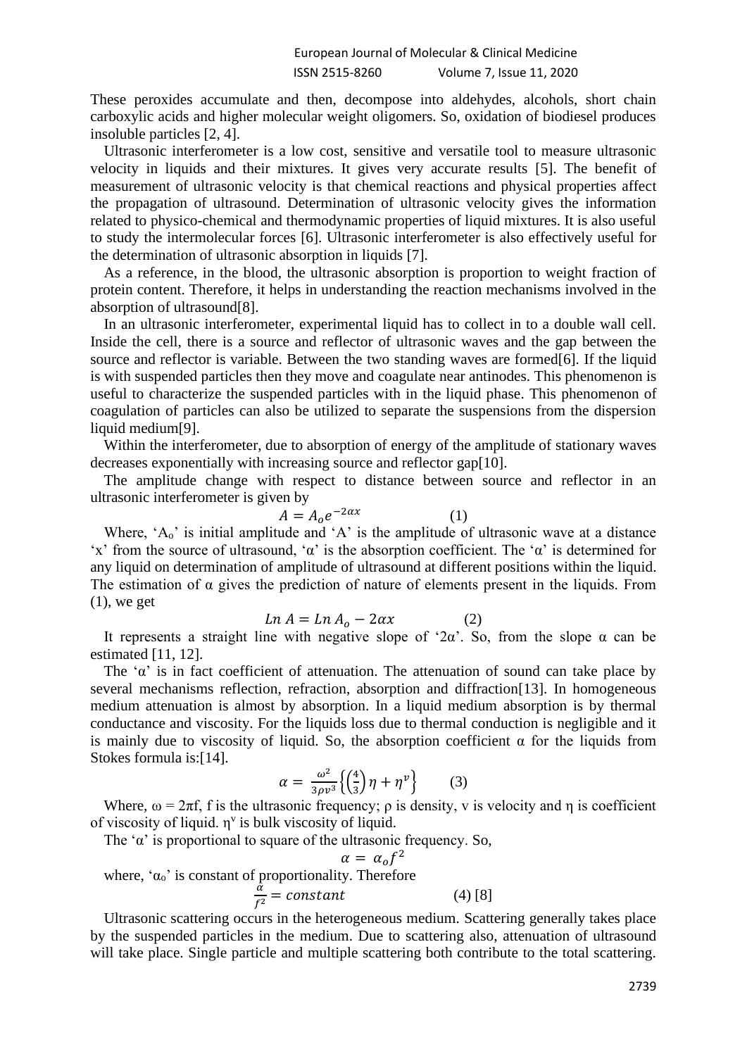These peroxides accumulate and then, decompose into aldehydes, alcohols, short chain carboxylic acids and higher molecular weight oligomers. So, oxidation of biodiesel produces insoluble particles [2, 4].

Ultrasonic interferometer is a low cost, sensitive and versatile tool to measure ultrasonic velocity in liquids and their mixtures. It gives very accurate results [5]. The benefit of measurement of ultrasonic velocity is that chemical reactions and physical properties affect the propagation of ultrasound. Determination of ultrasonic velocity gives the information related to physico-chemical and thermodynamic properties of liquid mixtures. It is also useful to study the intermolecular forces [6]. Ultrasonic interferometer is also effectively useful for the determination of ultrasonic absorption in liquids [7].

As a reference, in the blood, the ultrasonic absorption is proportion to weight fraction of protein content. Therefore, it helps in understanding the reaction mechanisms involved in the absorption of ultrasound[8].

In an ultrasonic interferometer, experimental liquid has to collect in to a double wall cell. Inside the cell, there is a source and reflector of ultrasonic waves and the gap between the source and reflector is variable. Between the two standing waves are formed[6]. If the liquid is with suspended particles then they move and coagulate near antinodes. This phenomenon is useful to characterize the suspended particles with in the liquid phase. This phenomenon of coagulation of particles can also be utilized to separate the suspensions from the dispersion liquid medium[9].

Within the interferometer, due to absorption of energy of the amplitude of stationary waves decreases exponentially with increasing source and reflector gap[10].

The amplitude change with respect to distance between source and reflector in an ultrasonic interferometer is given by

$$A = A_o e^{-2\alpha x} \qquad (1)$$

Where, '$A_o$' is initial amplitude and '$A$' is the amplitude of ultrasonic wave at a distance '$x$' from the source of ultrasound, '$\alpha$' is the absorption coefficient. The '$\alpha$' is determined for any liquid on determination of amplitude of ultrasound at different positions within the liquid. The estimation of $\alpha$ gives the prediction of nature of elements present in the liquids. From (1), we get

$$Ln\ A = Ln\ A_o - 2\alpha x \qquad (2)$$

It represents a straight line with negative slope of '$2\alpha$'. So, from the slope $\alpha$ can be estimated [11, 12].

The '$\alpha$' is in fact coefficient of attenuation. The attenuation of sound can take place by several mechanisms reflection, refraction, absorption and diffraction[13]. In homogeneous medium attenuation is almost by absorption. In a liquid medium absorption is by thermal conductance and viscosity. For the liquids loss due to thermal conduction is negligible and it is mainly due to viscosity of liquid. So, the absorption coefficient $\alpha$ for the liquids from Stokes formula is:[14].

$$\alpha = \frac{\omega^2}{3\rho v^3}\left\{\left(\frac{4}{3}\right)\eta + \eta^v\right\} \qquad (3)$$

Where, $\omega = 2\pi f$, f is the ultrasonic frequency; $\rho$ is density, v is velocity and $\eta$ is coefficient of viscosity of liquid. $\eta^v$ is bulk viscosity of liquid.

The '$\alpha$' is proportional to square of the ultrasonic frequency. So,

$$\alpha = \alpha_o f^2$$

where, '$\alpha_o$' is constant of proportionality. Therefore

$$\frac{\alpha}{f^2} = constant \qquad (4)\ [8]$$

Ultrasonic scattering occurs in the heterogeneous medium. Scattering generally takes place by the suspended particles in the medium. Due to scattering also, attenuation of ultrasound will take place. Single particle and multiple scattering both contribute to the total scattering.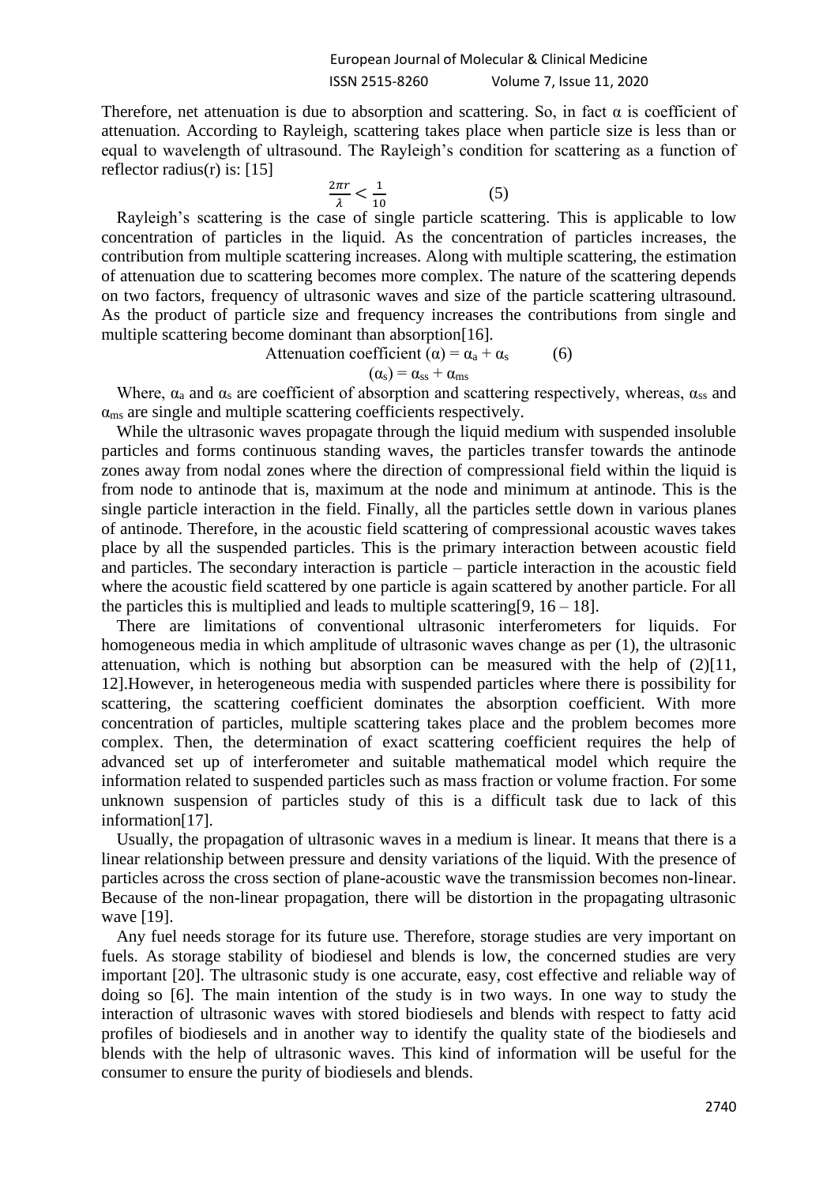Therefore, net attenuation is due to absorption and scattering. So, in fact $\alpha$ is coefficient of attenuation. According to Rayleigh, scattering takes place when particle size is less than or equal to wavelength of ultrasound. The Rayleigh's condition for scattering as a function of reflector radius(r) is: [15]

$$\frac{2\pi r}{\lambda} < \frac{1}{10} \qquad (5)$$

Rayleigh's scattering is the case of single particle scattering. This is applicable to low concentration of particles in the liquid. As the concentration of particles increases, the contribution from multiple scattering increases. Along with multiple scattering, the estimation of attenuation due to scattering becomes more complex. The nature of the scattering depends on two factors, frequency of ultrasonic waves and size of the particle scattering ultrasound. As the product of particle size and frequency increases the contributions from single and multiple scattering become dominant than absorption[16].

$$\text{Attenuation coefficient } (\alpha) = \alpha_a + \alpha_s \qquad (6)$$

$$(\alpha_s) = \alpha_{ss} + \alpha_{ms}$$

Where, $\alpha_a$ and $\alpha_s$ are coefficient of absorption and scattering respectively, whereas, $\alpha_{ss}$ and $\alpha_{ms}$ are single and multiple scattering coefficients respectively.

While the ultrasonic waves propagate through the liquid medium with suspended insoluble particles and forms continuous standing waves, the particles transfer towards the antinode zones away from nodal zones where the direction of compressional field within the liquid is from node to antinode that is, maximum at the node and minimum at antinode. This is the single particle interaction in the field. Finally, all the particles settle down in various planes of antinode. Therefore, in the acoustic field scattering of compressional acoustic waves takes place by all the suspended particles. This is the primary interaction between acoustic field and particles. The secondary interaction is particle – particle interaction in the acoustic field where the acoustic field scattered by one particle is again scattered by another particle. For all the particles this is multiplied and leads to multiple scattering[9, 16 – 18].

There are limitations of conventional ultrasonic interferometers for liquids. For homogeneous media in which amplitude of ultrasonic waves change as per (1), the ultrasonic attenuation, which is nothing but absorption can be measured with the help of (2)[11, 12].However, in heterogeneous media with suspended particles where there is possibility for scattering, the scattering coefficient dominates the absorption coefficient. With more concentration of particles, multiple scattering takes place and the problem becomes more complex. Then, the determination of exact scattering coefficient requires the help of advanced set up of interferometer and suitable mathematical model which require the information related to suspended particles such as mass fraction or volume fraction. For some unknown suspension of particles study of this is a difficult task due to lack of this information[17].

Usually, the propagation of ultrasonic waves in a medium is linear. It means that there is a linear relationship between pressure and density variations of the liquid. With the presence of particles across the cross section of plane-acoustic wave the transmission becomes non-linear. Because of the non-linear propagation, there will be distortion in the propagating ultrasonic wave [19].

Any fuel needs storage for its future use. Therefore, storage studies are very important on fuels. As storage stability of biodiesel and blends is low, the concerned studies are very important [20]. The ultrasonic study is one accurate, easy, cost effective and reliable way of doing so [6]. The main intention of the study is in two ways. In one way to study the interaction of ultrasonic waves with stored biodiesels and blends with respect to fatty acid profiles of biodiesels and in another way to identify the quality state of the biodiesels and blends with the help of ultrasonic waves. This kind of information will be useful for the consumer to ensure the purity of biodiesels and blends.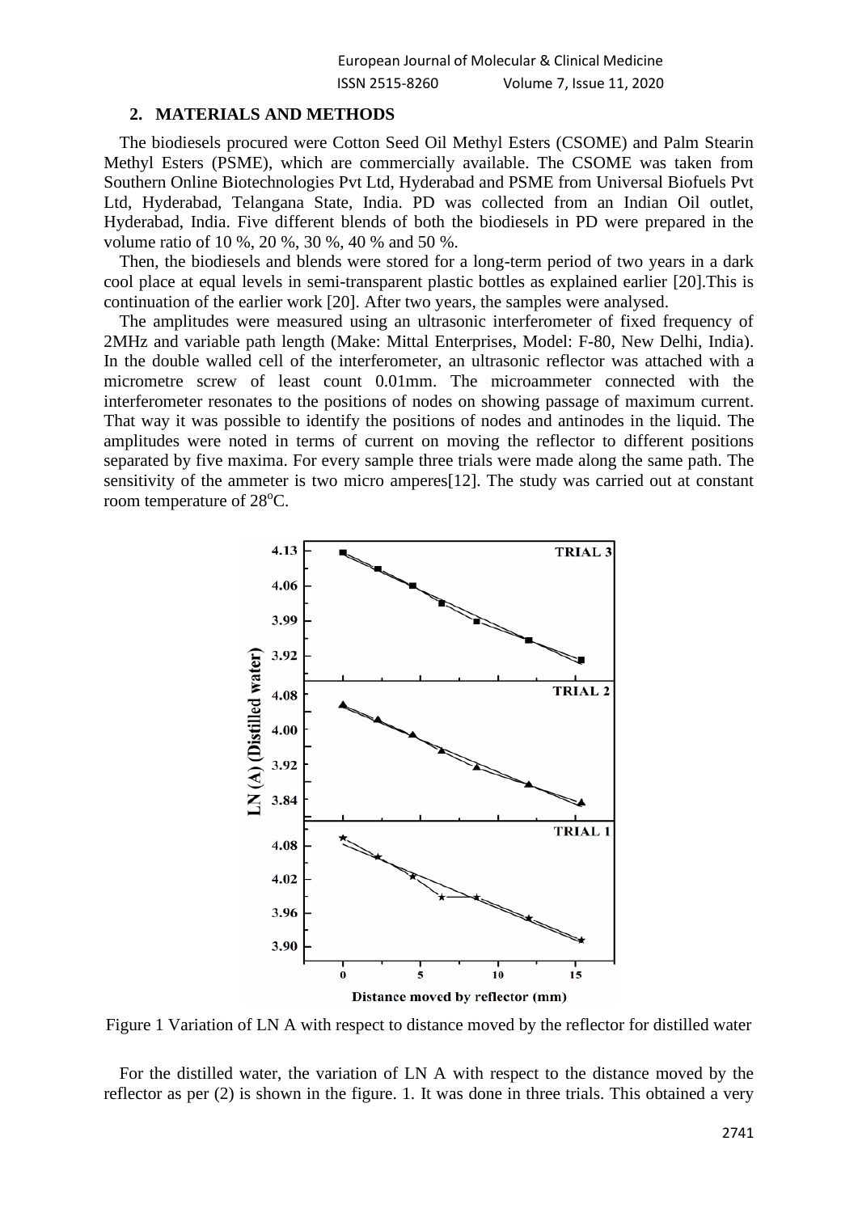## 2. MATERIALS AND METHODS

The biodiesels procured were Cotton Seed Oil Methyl Esters (CSOME) and Palm Stearin Methyl Esters (PSME), which are commercially available. The CSOME was taken from Southern Online Biotechnologies Pvt Ltd, Hyderabad and PSME from Universal Biofuels Pvt Ltd, Hyderabad, Telangana State, India. PD was collected from an Indian Oil outlet, Hyderabad, India. Five different blends of both the biodiesels in PD were prepared in the volume ratio of 10 %, 20 %, 30 %, 40 % and 50 %.

Then, the biodiesels and blends were stored for a long-term period of two years in a dark cool place at equal levels in semi-transparent plastic bottles as explained earlier [20].This is continuation of the earlier work [20]. After two years, the samples were analysed.

The amplitudes were measured using an ultrasonic interferometer of fixed frequency of 2MHz and variable path length (Make: Mittal Enterprises, Model: F-80, New Delhi, India). In the double walled cell of the interferometer, an ultrasonic reflector was attached with a micrometre screw of least count 0.01mm. The microammeter connected with the interferometer resonates to the positions of nodes on showing passage of maximum current. That way it was possible to identify the positions of nodes and antinodes in the liquid. The amplitudes were noted in terms of current on moving the reflector to different positions separated by five maxima. For every sample three trials were made along the same path. The sensitivity of the ammeter is two micro amperes[12]. The study was carried out at constant room temperature of 28$^{o}$C.

Figure 1 Variation of LN A with respect to distance moved by the reflector for distilled water

For the distilled water, the variation of LN A with respect to the distance moved by the reflector as per (2) is shown in the figure. 1. It was done in three trials. This obtained a very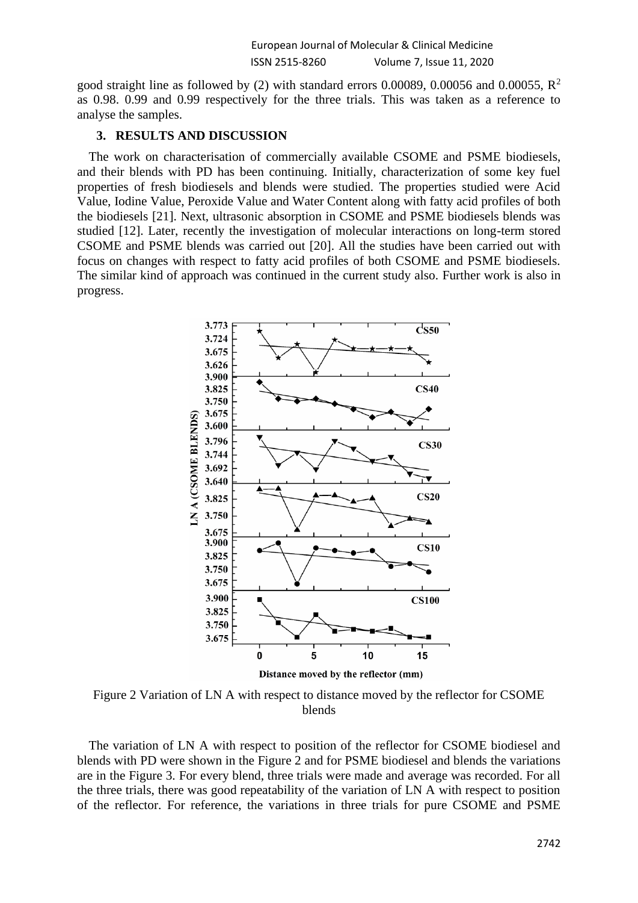good straight line as followed by (2) with standard errors 0.00089, 0.00056 and 0.00055, $R^2$ as 0.98. 0.99 and 0.99 respectively for the three trials. This was taken as a reference to analyse the samples.

## 3. RESULTS AND DISCUSSION

The work on characterisation of commercially available CSOME and PSME biodiesels, and their blends with PD has been continuing. Initially, characterization of some key fuel properties of fresh biodiesels and blends were studied. The properties studied were Acid Value, Iodine Value, Peroxide Value and Water Content along with fatty acid profiles of both the biodiesels [21]. Next, ultrasonic absorption in CSOME and PSME biodiesels blends was studied [12]. Later, recently the investigation of molecular interactions on long-term stored CSOME and PSME blends was carried out [20]. All the studies have been carried out with focus on changes with respect to fatty acid profiles of both CSOME and PSME biodiesels. The similar kind of approach was continued in the current study also. Further work is also in progress.

Figure 2 Variation of LN A with respect to distance moved by the reflector for CSOME blends

The variation of LN A with respect to position of the reflector for CSOME biodiesel and blends with PD were shown in the Figure 2 and for PSME biodiesel and blends the variations are in the Figure 3. For every blend, three trials were made and average was recorded. For all the three trials, there was good repeatability of the variation of LN A with respect to position of the reflector. For reference, the variations in three trials for pure CSOME and PSME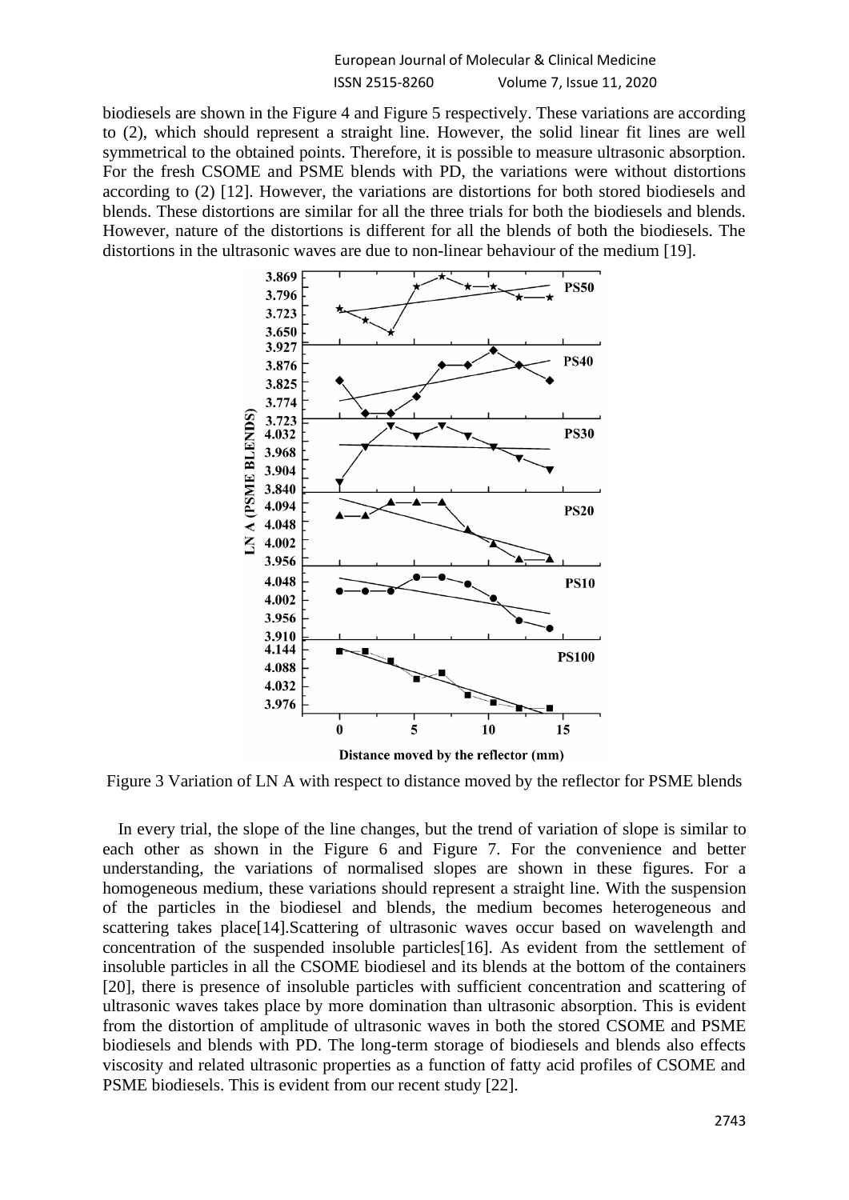biodiesels are shown in the Figure 4 and Figure 5 respectively. These variations are according to (2), which should represent a straight line. However, the solid linear fit lines are well symmetrical to the obtained points. Therefore, it is possible to measure ultrasonic absorption. For the fresh CSOME and PSME blends with PD, the variations were without distortions according to (2) [12]. However, the variations are distortions for both stored biodiesels and blends. These distortions are similar for all the three trials for both the biodiesels and blends. However, nature of the distortions is different for all the blends of both the biodiesels. The distortions in the ultrasonic waves are due to non-linear behaviour of the medium [19].

Figure 3 Variation of LN A with respect to distance moved by the reflector for PSME blends

In every trial, the slope of the line changes, but the trend of variation of slope is similar to each other as shown in the Figure 6 and Figure 7. For the convenience and better understanding, the variations of normalised slopes are shown in these figures. For a homogeneous medium, these variations should represent a straight line. With the suspension of the particles in the biodiesel and blends, the medium becomes heterogeneous and scattering takes place[14].Scattering of ultrasonic waves occur based on wavelength and concentration of the suspended insoluble particles[16]. As evident from the settlement of insoluble particles in all the CSOME biodiesel and its blends at the bottom of the containers [20], there is presence of insoluble particles with sufficient concentration and scattering of ultrasonic waves takes place by more domination than ultrasonic absorption. This is evident from the distortion of amplitude of ultrasonic waves in both the stored CSOME and PSME biodiesels and blends with PD. The long-term storage of biodiesels and blends also effects viscosity and related ultrasonic properties as a function of fatty acid profiles of CSOME and PSME biodiesels. This is evident from our recent study [22].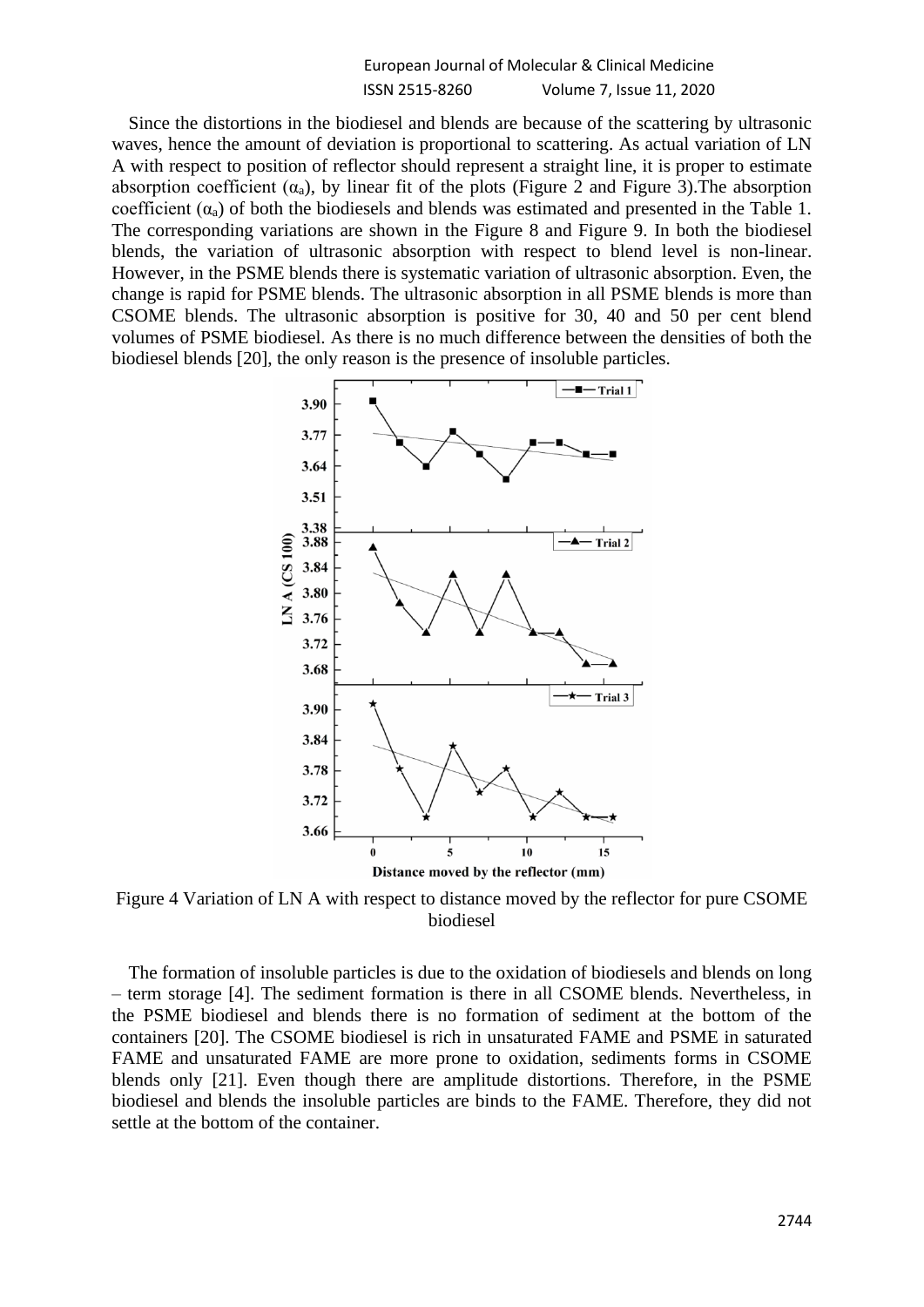Since the distortions in the biodiesel and blends are because of the scattering by ultrasonic waves, hence the amount of deviation is proportional to scattering. As actual variation of LN A with respect to position of reflector should represent a straight line, it is proper to estimate absorption coefficient ($\alpha_a$), by linear fit of the plots (Figure 2 and Figure 3).The absorption coefficient ($\alpha_a$) of both the biodiesels and blends was estimated and presented in the Table 1. The corresponding variations are shown in the Figure 8 and Figure 9. In both the biodiesel blends, the variation of ultrasonic absorption with respect to blend level is non-linear. However, in the PSME blends there is systematic variation of ultrasonic absorption. Even, the change is rapid for PSME blends. The ultrasonic absorption in all PSME blends is more than CSOME blends. The ultrasonic absorption is positive for 30, 40 and 50 per cent blend volumes of PSME biodiesel. As there is no much difference between the densities of both the biodiesel blends [20], the only reason is the presence of insoluble particles.

Figure 4 Variation of LN A with respect to distance moved by the reflector for pure CSOME biodiesel

The formation of insoluble particles is due to the oxidation of biodiesels and blends on long – term storage [4]. The sediment formation is there in all CSOME blends. Nevertheless, in the PSME biodiesel and blends there is no formation of sediment at the bottom of the containers [20]. The CSOME biodiesel is rich in unsaturated FAME and PSME in saturated FAME and unsaturated FAME are more prone to oxidation, sediments forms in CSOME blends only [21]. Even though there are amplitude distortions. Therefore, in the PSME biodiesel and blends the insoluble particles are binds to the FAME. Therefore, they did not settle at the bottom of the container.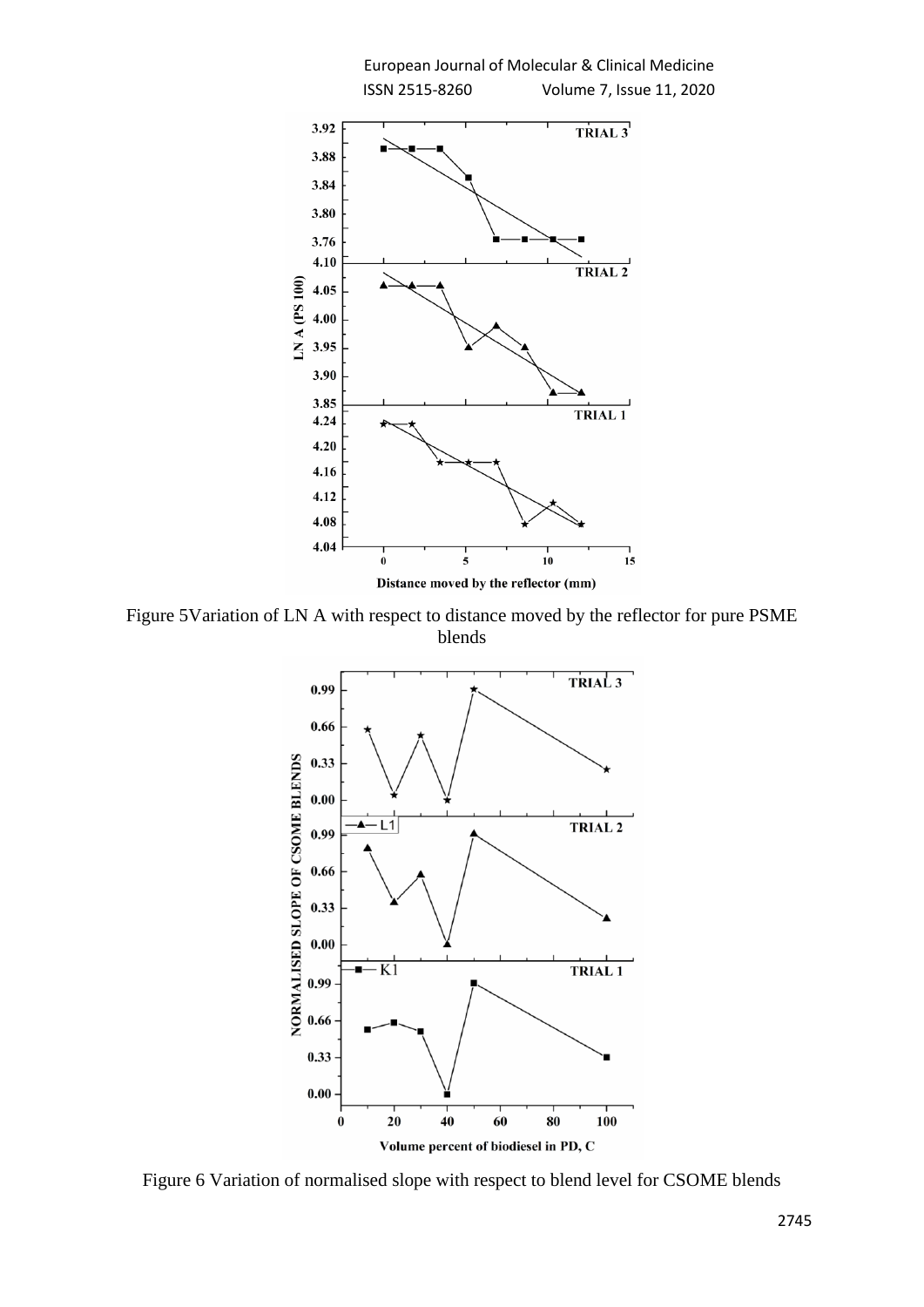Figure 5Variation of LN A with respect to distance moved by the reflector for pure PSME blends

Figure 6 Variation of normalised slope with respect to blend level for CSOME blends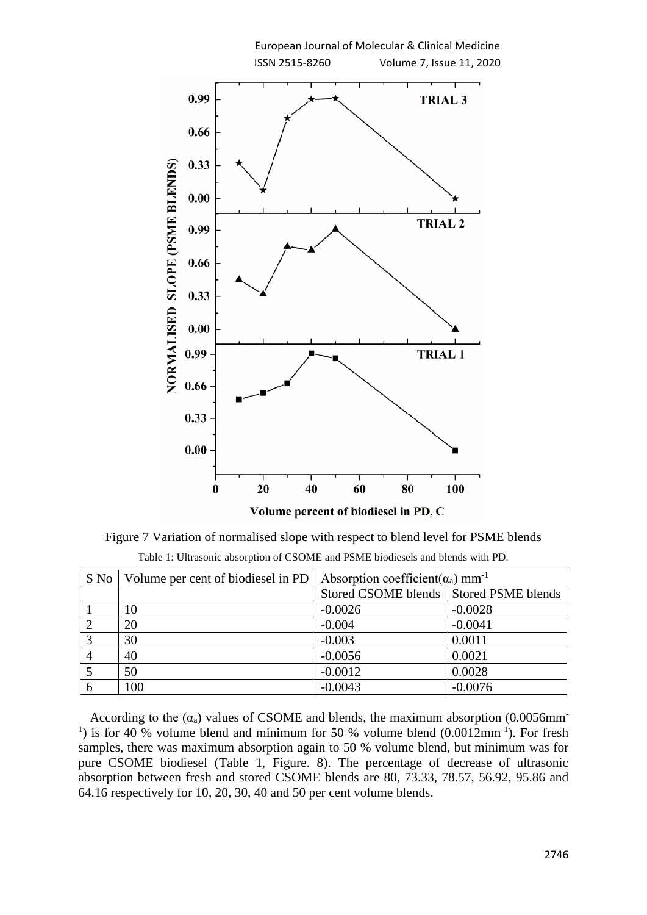Figure 7 Variation of normalised slope with respect to blend level for PSME blends

Table 1: Ultrasonic absorption of CSOME and PSME biodiesels and blends with PD.

| S No | Volume per cent of biodiesel in PD | Absorption coefficient($\alpha_a$) $mm^{-1}$ | |
|---|---|---|---|
| | | Stored CSOME blends | Stored PSME blends |
| 1 | 10 | -0.0026 | -0.0028 |
| 2 | 20 | -0.004 | -0.0041 |
| 3 | 30 | -0.003 | 0.0011 |
| 4 | 40 | -0.0056 | 0.0021 |
| 5 | 50 | -0.0012 | 0.0028 |
| 6 | 100 | -0.0043 | -0.0076 |

According to the ($\alpha_a$) values of CSOME and blends, the maximum absorption ($0.0056 mm^{-1}$) is for 40 % volume blend and minimum for 50 % volume blend ($0.0012 mm^{-1}$). For fresh samples, there was maximum absorption again to 50 % volume blend, but minimum was for pure CSOME biodiesel (Table 1, Figure. 8). The percentage of decrease of ultrasonic absorption between fresh and stored CSOME blends are 80, 73.33, 78.57, 56.92, 95.86 and 64.16 respectively for 10, 20, 30, 40 and 50 per cent volume blends.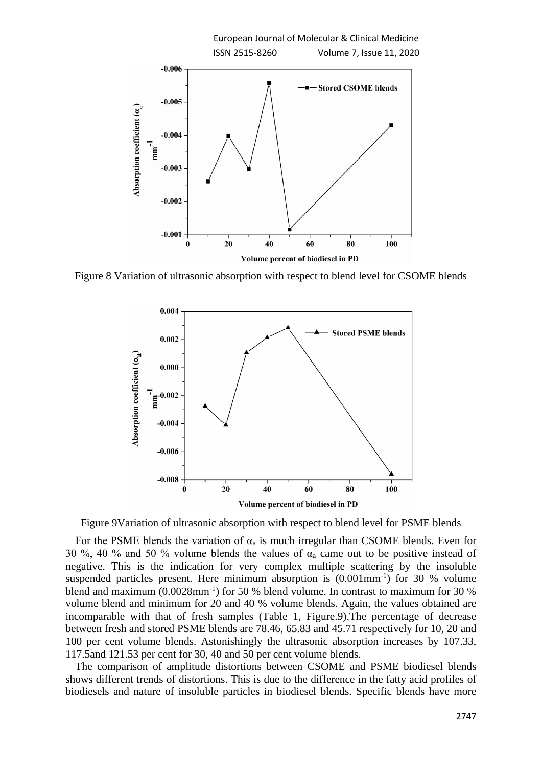Figure 8 Variation of ultrasonic absorption with respect to blend level for CSOME blends

Figure 9Variation of ultrasonic absorption with respect to blend level for PSME blends

For the PSME blends the variation of $\alpha_a$ is much irregular than CSOME blends. Even for 30 %, 40 % and 50 % volume blends the values of $\alpha_a$ came out to be positive instead of negative. This is the indication for very complex multiple scattering by the insoluble suspended particles present. Here minimum absorption is (0.001mm$^{-1}$) for 30 % volume blend and maximum (0.0028mm$^{-1}$) for 50 % blend volume. In contrast to maximum for 30 % volume blend and minimum for 20 and 40 % volume blends. Again, the values obtained are incomparable with that of fresh samples (Table 1, Figure.9).The percentage of decrease between fresh and stored PSME blends are 78.46, 65.83 and 45.71 respectively for 10, 20 and 100 per cent volume blends. Astonishingly the ultrasonic absorption increases by 107.33, 117.5and 121.53 per cent for 30, 40 and 50 per cent volume blends.

The comparison of amplitude distortions between CSOME and PSME biodiesel blends shows different trends of distortions. This is due to the difference in the fatty acid profiles of biodiesels and nature of insoluble particles in biodiesel blends. Specific blends have more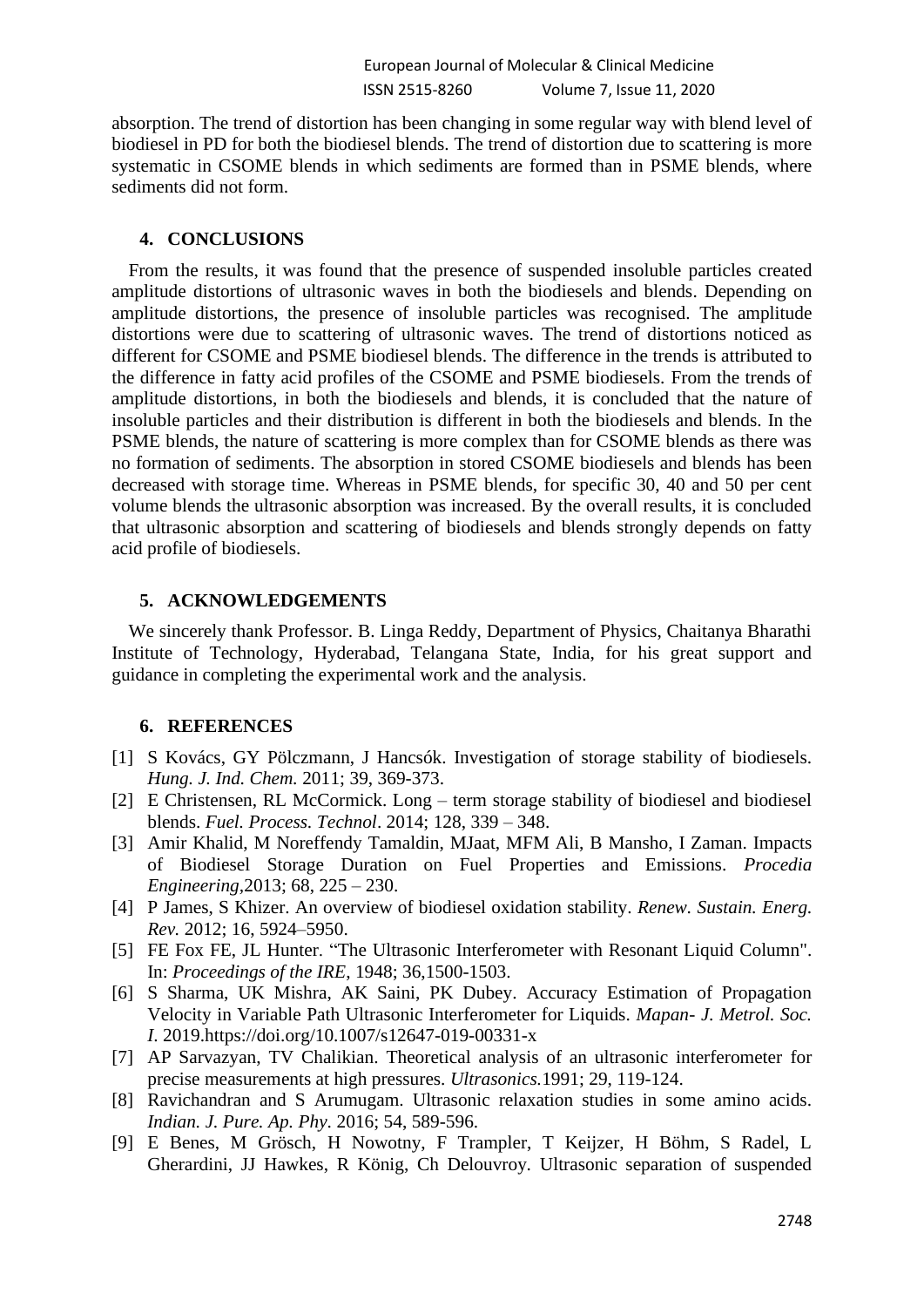absorption. The trend of distortion has been changing in some regular way with blend level of biodiesel in PD for both the biodiesel blends. The trend of distortion due to scattering is more systematic in CSOME blends in which sediments are formed than in PSME blends, where sediments did not form.

## 4. CONCLUSIONS

From the results, it was found that the presence of suspended insoluble particles created amplitude distortions of ultrasonic waves in both the biodiesels and blends. Depending on amplitude distortions, the presence of insoluble particles was recognised. The amplitude distortions were due to scattering of ultrasonic waves. The trend of distortions noticed as different for CSOME and PSME biodiesel blends. The difference in the trends is attributed to the difference in fatty acid profiles of the CSOME and PSME biodiesels. From the trends of amplitude distortions, in both the biodiesels and blends, it is concluded that the nature of insoluble particles and their distribution is different in both the biodiesels and blends. In the PSME blends, the nature of scattering is more complex than for CSOME blends as there was no formation of sediments. The absorption in stored CSOME biodiesels and blends has been decreased with storage time. Whereas in PSME blends, for specific 30, 40 and 50 per cent volume blends the ultrasonic absorption was increased. By the overall results, it is concluded that ultrasonic absorption and scattering of biodiesels and blends strongly depends on fatty acid profile of biodiesels.

## 5. ACKNOWLEDGEMENTS

We sincerely thank Professor. B. Linga Reddy, Department of Physics, Chaitanya Bharathi Institute of Technology, Hyderabad, Telangana State, India, for his great support and guidance in completing the experimental work and the analysis.

## 6. REFERENCES

[1] S Kovács, GY Pölczmann, J Hancsók. Investigation of storage stability of biodiesels. *Hung. J. Ind. Chem.* 2011; 39, 369-373.

[2] E Christensen, RL McCormick. Long – term storage stability of biodiesel and biodiesel blends. *Fuel. Process. Technol*. 2014; 128, 339 – 348.

[3] Amir Khalid, M Noreffendy Tamaldin, MJaat, MFM Ali, B Mansho, I Zaman. Impacts of Biodiesel Storage Duration on Fuel Properties and Emissions. *Procedia Engineering*,2013; 68, 225 – 230.

[4] P James, S Khizer. An overview of biodiesel oxidation stability. *Renew. Sustain. Energ. Rev.* 2012; 16, 5924–5950.

[5] FE Fox FE, JL Hunter. "The Ultrasonic Interferometer with Resonant Liquid Column". In: *Proceedings of the IRE*, 1948; 36,1500-1503.

[6] S Sharma, UK Mishra, AK Saini, PK Dubey. Accuracy Estimation of Propagation Velocity in Variable Path Ultrasonic Interferometer for Liquids. *Mapan- J. Metrol. Soc. I.* 2019.https://doi.org/10.1007/s12647-019-00331-x

[7] AP Sarvazyan, TV Chalikian. Theoretical analysis of an ultrasonic interferometer for precise measurements at high pressures. *Ultrasonics.*1991; 29, 119-124.

[8] Ravichandran and S Arumugam. Ultrasonic relaxation studies in some amino acids. *Indian. J. Pure. Ap. Phy*. 2016; 54, 589-596.

[9] E Benes, M Grösch, H Nowotny, F Trampler, T Keijzer, H Böhm, S Radel, L Gherardini, JJ Hawkes, R König, Ch Delouvroy. Ultrasonic separation of suspended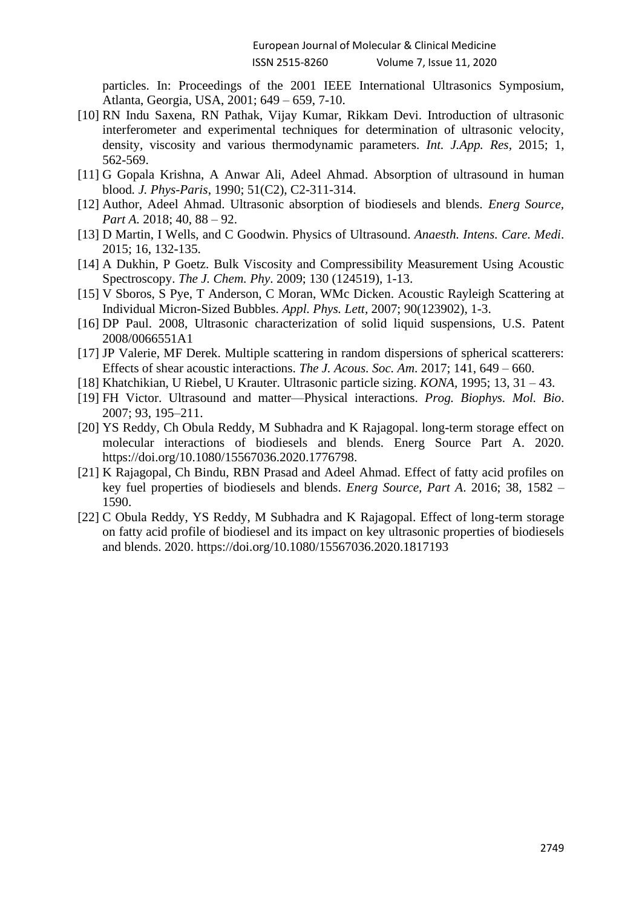particles. In: Proceedings of the 2001 IEEE International Ultrasonics Symposium, Atlanta, Georgia, USA, 2001; 649 – 659, 7-10.

[10] RN Indu Saxena, RN Pathak, Vijay Kumar, Rikkam Devi. Introduction of ultrasonic interferometer and experimental techniques for determination of ultrasonic velocity, density, viscosity and various thermodynamic parameters. *Int. J.App. Res*, 2015; 1, 562-569.

[11] G Gopala Krishna, A Anwar Ali, Adeel Ahmad. Absorption of ultrasound in human blood. *J. Phys-Paris*, 1990; 51(C2), C2-311-314.

[12] Author, Adeel Ahmad. Ultrasonic absorption of biodiesels and blends. *Energ Source, Part A*. 2018; 40, 88 – 92.

[13] D Martin, I Wells, and C Goodwin. Physics of Ultrasound. *Anaesth. Intens. Care. Medi*. 2015; 16, 132-135.

[14] A Dukhin, P Goetz. Bulk Viscosity and Compressibility Measurement Using Acoustic Spectroscopy. *The J. Chem. Phy*. 2009; 130 (124519), 1-13.

[15] V Sboros, S Pye, T Anderson, C Moran, WMc Dicken. Acoustic Rayleigh Scattering at Individual Micron-Sized Bubbles. *Appl. Phys. Lett*, 2007; 90(123902), 1-3.

[16] DP Paul. 2008, Ultrasonic characterization of solid liquid suspensions, U.S. Patent 2008/0066551A1

[17] JP Valerie, MF Derek. Multiple scattering in random dispersions of spherical scatterers: Effects of shear acoustic interactions. *The J. Acous. Soc. Am*. 2017; 141, 649 – 660.

[18] Khatchikian, U Riebel, U Krauter. Ultrasonic particle sizing. *KONA*, 1995; 13, 31 – 43.

[19] FH Victor. Ultrasound and matter—Physical interactions. *Prog. Biophys. Mol. Bio*. 2007; 93, 195–211.

[20] YS Reddy, Ch Obula Reddy, M Subhadra and K Rajagopal. long-term storage effect on molecular interactions of biodiesels and blends. Energ Source Part A. 2020. https://doi.org/10.1080/15567036.2020.1776798.

[21] K Rajagopal, Ch Bindu, RBN Prasad and Adeel Ahmad. Effect of fatty acid profiles on key fuel properties of biodiesels and blends. *Energ Source, Part A*. 2016; 38, 1582 – 1590.

[22] C Obula Reddy, YS Reddy, M Subhadra and K Rajagopal. Effect of long-term storage on fatty acid profile of biodiesel and its impact on key ultrasonic properties of biodiesels and blends. 2020. https://doi.org/10.1080/15567036.2020.1817193